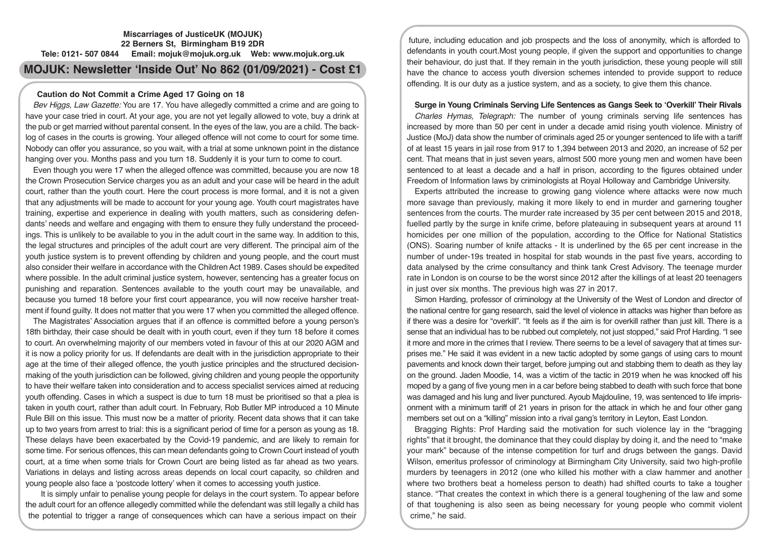**Miscarriages of JusticeUK (MOJUK)**
**22 Berners St, Birmingham B19 2DR**
**Tele: 0121- 507 0844 Email: mojuk@mojuk.org.uk Web: www.mojuk.org.uk**

# MOJUK: Newsletter 'Inside Out' No 862 (01/09/2021) - Cost £1

## Caution do Not Commit a Crime Aged 17 Going on 18

*Bev Higgs, Law Gazette:* You are 17. You have allegedly committed a crime and are going to have your case tried in court. At your age, you are not yet legally allowed to vote, buy a drink at the pub or get married without parental consent. In the eyes of the law, you are a child. The backlog of cases in the courts is growing. Your alleged offence will not come to court for some time. Nobody can offer you assurance, so you wait, with a trial at some unknown point in the distance hanging over you. Months pass and you turn 18. Suddenly it is your turn to come to court.

Even though you were 17 when the alleged offence was committed, because you are now 18 the Crown Prosecution Service charges you as an adult and your case will be heard in the adult court, rather than the youth court. Here the court process is more formal, and it is not a given that any adjustments will be made to account for your young age. Youth court magistrates have training, expertise and experience in dealing with youth matters, such as considering defendants' needs and welfare and engaging with them to ensure they fully understand the proceedings. This is unlikely to be available to you in the adult court in the same way. In addition to this, the legal structures and principles of the adult court are very different. The principal aim of the youth justice system is to prevent offending by children and young people, and the court must also consider their welfare in accordance with the Children Act 1989. Cases should be expedited where possible. In the adult criminal justice system, however, sentencing has a greater focus on punishing and reparation. Sentences available to the youth court may be unavailable, and because you turned 18 before your first court appearance, you will now receive harsher treatment if found guilty. It does not matter that you were 17 when you committed the alleged offence.

The Magistrates' Association argues that if an offence is committed before a young person's 18th birthday, their case should be dealt with in youth court, even if they turn 18 before it comes to court. An overwhelming majority of our members voted in favour of this at our 2020 AGM and it is now a policy priority for us. If defendants are dealt with in the jurisdiction appropriate to their age at the time of their alleged offence, the youth justice principles and the structured decision-making of the youth jurisdiction can be followed, giving children and young people the opportunity to have their welfare taken into consideration and to access specialist services aimed at reducing youth offending. Cases in which a suspect is due to turn 18 must be prioritised so that a plea is taken in youth court, rather than adult court. In February, Rob Butler MP introduced a 10 Minute Rule Bill on this issue. This must now be a matter of priority. Recent data shows that it can take up to two years from arrest to trial: this is a significant period of time for a person as young as 18. These delays have been exacerbated by the Covid-19 pandemic, and are likely to remain for some time. For serious offences, this can mean defendants going to Crown Court instead of youth court, at a time when some trials for Crown Court are being listed as far ahead as two years. Variations in delays and listing across areas depends on local court capacity, so children and young people also face a 'postcode lottery' when it comes to accessing youth justice.

It is simply unfair to penalise young people for delays in the court system. To appear before the adult court for an offence allegedly committed while the defendant was still legally a child has the potential to trigger a range of consequences which can have a serious impact on their future, including education and job prospects and the loss of anonymity, which is afforded to defendants in youth court.Most young people, if given the support and opportunities to change their behaviour, do just that. If they remain in the youth jurisdiction, these young people will still have the chance to access youth diversion schemes intended to provide support to reduce offending. It is our duty as a justice system, and as a society, to give them this chance.

## Surge in Young Criminals Serving Life Sentences as Gangs Seek to 'Overkill' Their Rivals

*Charles Hymas, Telegraph:* The number of young criminals serving life sentences has increased by more than 50 per cent in under a decade amid rising youth violence. Ministry of Justice (MoJ) data show the number of criminals aged 25 or younger sentenced to life with a tariff of at least 15 years in jail rose from 917 to 1,394 between 2013 and 2020, an increase of 52 per cent. That means that in just seven years, almost 500 more young men and women have been sentenced to at least a decade and a half in prison, according to the figures obtained under Freedom of Information laws by criminologists at Royal Holloway and Cambridge University.

Experts attributed the increase to growing gang violence where attacks were now much more savage than previously, making it more likely to end in murder and garnering tougher sentences from the courts. The murder rate increased by 35 per cent between 2015 and 2018, fuelled partly by the surge in knife crime, before plateauing in subsequent years at around 11 homicides per one million of the population, according to the Office for National Statistics (ONS). Soaring number of knife attacks - It is underlined by the 65 per cent increase in the number of under-19s treated in hospital for stab wounds in the past five years, according to data analysed by the crime consultancy and think tank Crest Advisory. The teenage murder rate in London is on course to be the worst since 2012 after the killings of at least 20 teenagers in just over six months. The previous high was 27 in 2017.

Simon Harding, professor of criminology at the University of the West of London and director of the national centre for gang research, said the level of violence in attacks was higher than before as if there was a desire for "overkill". "It feels as if the aim is for overkill rather than just kill. There is a sense that an individual has to be rubbed out completely, not just stopped," said Prof Harding. "I see it more and more in the crimes that I review. There seems to be a level of savagery that at times surprises me." He said it was evident in a new tactic adopted by some gangs of using cars to mount pavements and knock down their target, before jumping out and stabbing them to death as they lay on the ground. Jaden Moodie, 14, was a victim of the tactic in 2019 when he was knocked off his moped by a gang of five young men in a car before being stabbed to death with such force that bone was damaged and his lung and liver punctured. Ayoub Majdouline, 19, was sentenced to life imprisonment with a minimum tariff of 21 years in prison for the attack in which he and four other gang members set out on a "killing" mission into a rival gang's territory in Leyton, East London.

Bragging Rights: Prof Harding said the motivation for such violence lay in the "bragging rights" that it brought, the dominance that they could display by doing it, and the need to "make your mark" because of the intense competition for turf and drugs between the gangs. David Wilson, emeritus professor of criminology at Birmingham City University, said two high-profile murders by teenagers in 2012 (one who killed his mother with a claw hammer and another where two brothers beat a homeless person to death) had shifted courts to take a tougher stance. "That creates the context in which there is a general toughening of the law and some of that toughening is also seen as being necessary for young people who commit violent crime," he said.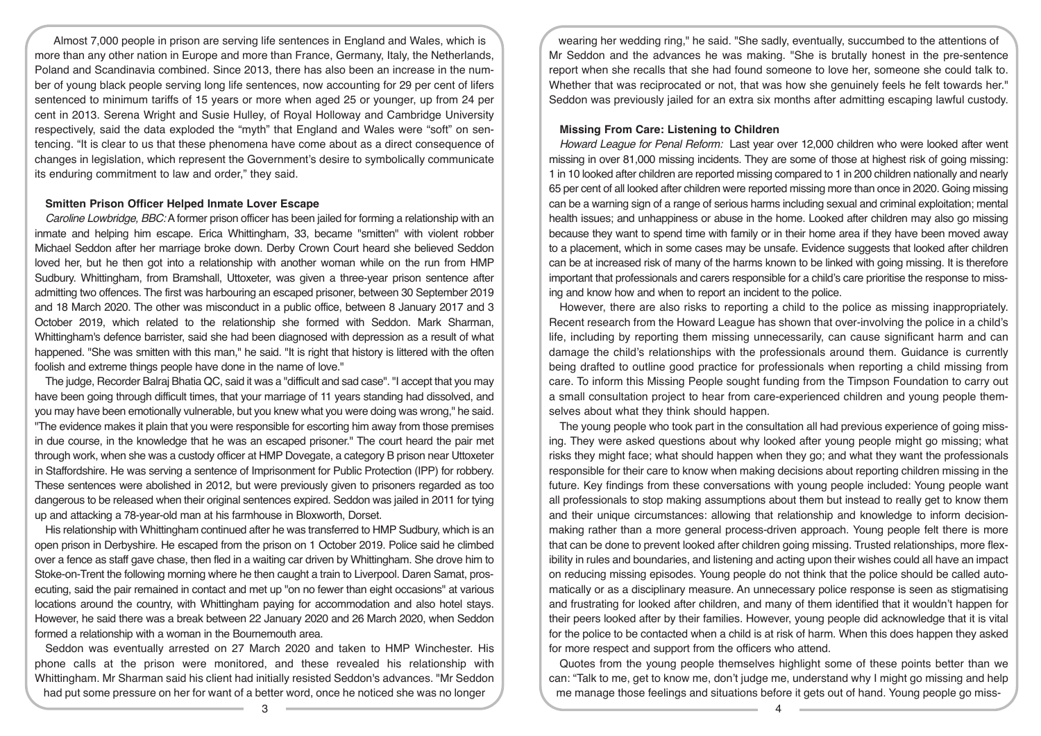Almost 7,000 people in prison are serving life sentences in England and Wales, which is more than any other nation in Europe and more than France, Germany, Italy, the Netherlands, Poland and Scandinavia combined. Since 2013, there has also been an increase in the number of young black people serving long life sentences, now accounting for 29 per cent of lifers sentenced to minimum tariffs of 15 years or more when aged 25 or younger, up from 24 per cent in 2013. Serena Wright and Susie Hulley, of Royal Holloway and Cambridge University respectively, said the data exploded the "myth" that England and Wales were "soft" on sentencing. "It is clear to us that these phenomena have come about as a direct consequence of changes in legislation, which represent the Government's desire to symbolically communicate its enduring commitment to law and order," they said.

### Smitten Prison Officer Helped Inmate Lover Escape

*Caroline Lowbridge, BBC:* A former prison officer has been jailed for forming a relationship with an inmate and helping him escape. Erica Whittingham, 33, became "smitten" with violent robber Michael Seddon after her marriage broke down. Derby Crown Court heard she believed Seddon loved her, but he then got into a relationship with another woman while on the run from HMP Sudbury. Whittingham, from Bramshall, Uttoxeter, was given a three-year prison sentence after admitting two offences. The first was harbouring an escaped prisoner, between 30 September 2019 and 18 March 2020. The other was misconduct in a public office, between 8 January 2017 and 3 October 2019, which related to the relationship she formed with Seddon. Mark Sharman, Whittingham's defence barrister, said she had been diagnosed with depression as a result of what happened. "She was smitten with this man," he said. "It is right that history is littered with the often foolish and extreme things people have done in the name of love."

The judge, Recorder Balraj Bhatia QC, said it was a "difficult and sad case". "I accept that you may have been going through difficult times, that your marriage of 11 years standing had dissolved, and you may have been emotionally vulnerable, but you knew what you were doing was wrong," he said. "The evidence makes it plain that you were responsible for escorting him away from those premises in due course, in the knowledge that he was an escaped prisoner." The court heard the pair met through work, when she was a custody officer at HMP Dovegate, a category B prison near Uttoxeter in Staffordshire. He was serving a sentence of Imprisonment for Public Protection (IPP) for robbery. These sentences were abolished in 2012, but were previously given to prisoners regarded as too dangerous to be released when their original sentences expired. Seddon was jailed in 2011 for tying up and attacking a 78-year-old man at his farmhouse in Bloxworth, Dorset.

His relationship with Whittingham continued after he was transferred to HMP Sudbury, which is an open prison in Derbyshire. He escaped from the prison on 1 October 2019. Police said he climbed over a fence as staff gave chase, then fled in a waiting car driven by Whittingham. She drove him to Stoke-on-Trent the following morning where he then caught a train to Liverpool. Daren Samat, prosecuting, said the pair remained in contact and met up "on no fewer than eight occasions" at various locations around the country, with Whittingham paying for accommodation and also hotel stays. However, he said there was a break between 22 January 2020 and 26 March 2020, when Seddon formed a relationship with a woman in the Bournemouth area.

Seddon was eventually arrested on 27 March 2020 and taken to HMP Winchester. His phone calls at the prison were monitored, and these revealed his relationship with Whittingham. Mr Sharman said his client had initially resisted Seddon's advances. "Mr Seddon had put some pressure on her for want of a better word, once he noticed she was no longer wearing her wedding ring," he said. "She sadly, eventually, succumbed to the attentions of Mr Seddon and the advances he was making. "She is brutally honest in the pre-sentence report when she recalls that she had found someone to love her, someone she could talk to. Whether that was reciprocated or not, that was how she genuinely feels he felt towards her." Seddon was previously jailed for an extra six months after admitting escaping lawful custody.

### Missing From Care: Listening to Children

*Howard League for Penal Reform:* Last year over 12,000 children who were looked after went missing in over 81,000 missing incidents. They are some of those at highest risk of going missing: 1 in 10 looked after children are reported missing compared to 1 in 200 children nationally and nearly 65 per cent of all looked after children were reported missing more than once in 2020. Going missing can be a warning sign of a range of serious harms including sexual and criminal exploitation; mental health issues; and unhappiness or abuse in the home. Looked after children may also go missing because they want to spend time with family or in their home area if they have been moved away to a placement, which in some cases may be unsafe. Evidence suggests that looked after children can be at increased risk of many of the harms known to be linked with going missing. It is therefore important that professionals and carers responsible for a child's care prioritise the response to missing and know how and when to report an incident to the police.

However, there are also risks to reporting a child to the police as missing inappropriately. Recent research from the Howard League has shown that over-involving the police in a child's life, including by reporting them missing unnecessarily, can cause significant harm and can damage the child's relationships with the professionals around them. Guidance is currently being drafted to outline good practice for professionals when reporting a child missing from care. To inform this Missing People sought funding from the Timpson Foundation to carry out a small consultation project to hear from care-experienced children and young people themselves about what they think should happen.

The young people who took part in the consultation all had previous experience of going missing. They were asked questions about why looked after young people might go missing; what risks they might face; what should happen when they go; and what they want the professionals responsible for their care to know when making decisions about reporting children missing in the future. Key findings from these conversations with young people included: Young people want all professionals to stop making assumptions about them but instead to really get to know them and their unique circumstances: allowing that relationship and knowledge to inform decision-making rather than a more general process-driven approach. Young people felt there is more that can be done to prevent looked after children going missing. Trusted relationships, more flexibility in rules and boundaries, and listening and acting upon their wishes could all have an impact on reducing missing episodes. Young people do not think that the police should be called automatically or as a disciplinary measure. An unnecessary police response is seen as stigmatising and frustrating for looked after children, and many of them identified that it wouldn't happen for their peers looked after by their families. However, young people did acknowledge that it is vital for the police to be contacted when a child is at risk of harm. When this does happen they asked for more respect and support from the officers who attend.

Quotes from the young people themselves highlight some of these points better than we can: "Talk to me, get to know me, don't judge me, understand why I might go missing and help me manage those feelings and situations before it gets out of hand. Young people go miss-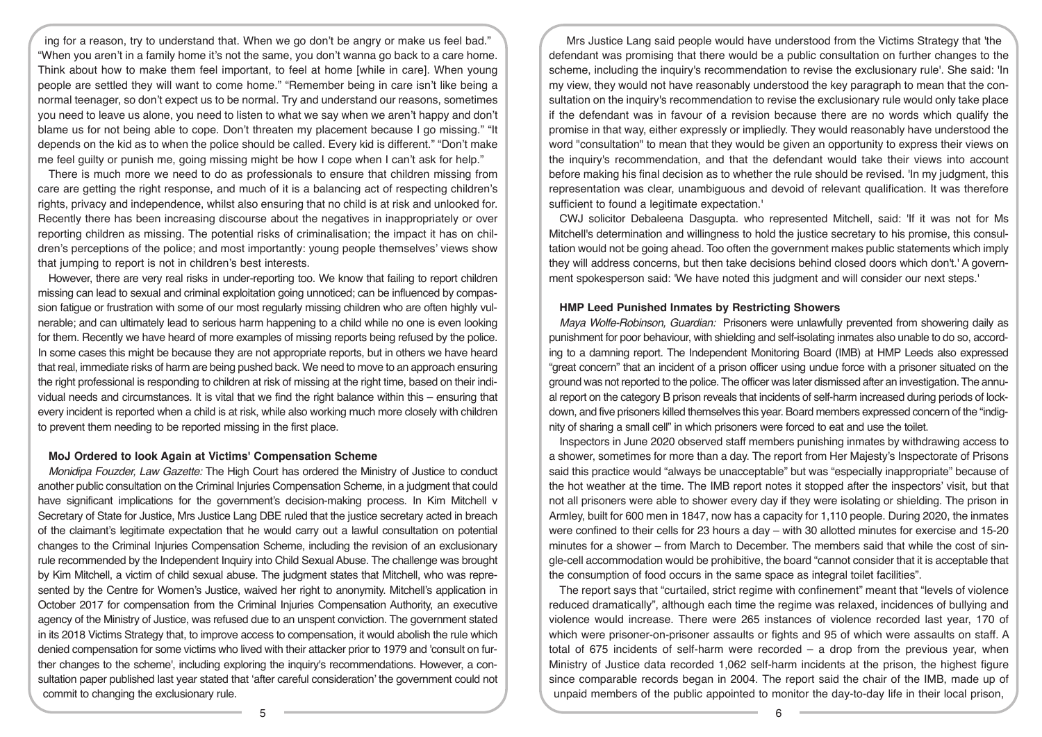ing for a reason, try to understand that. When we go don't be angry or make us feel bad." "When you aren't in a family home it's not the same, you don't wanna go back to a care home. Think about how to make them feel important, to feel at home [while in care]. When young people are settled they will want to come home." "Remember being in care isn't like being a normal teenager, so don't expect us to be normal. Try and understand our reasons, sometimes you need to leave us alone, you need to listen to what we say when we aren't happy and don't blame us for not being able to cope. Don't threaten my placement because I go missing." "It depends on the kid as to when the police should be called. Every kid is different." "Don't make me feel guilty or punish me, going missing might be how I cope when I can't ask for help."

There is much more we need to do as professionals to ensure that children missing from care are getting the right response, and much of it is a balancing act of respecting children's rights, privacy and independence, whilst also ensuring that no child is at risk and unlooked for. Recently there has been increasing discourse about the negatives in inappropriately or over reporting children as missing. The potential risks of criminalisation; the impact it has on children's perceptions of the police; and most importantly: young people themselves' views show that jumping to report is not in children's best interests.

However, there are very real risks in under-reporting too. We know that failing to report children missing can lead to sexual and criminal exploitation going unnoticed; can be influenced by compassion fatigue or frustration with some of our most regularly missing children who are often highly vulnerable; and can ultimately lead to serious harm happening to a child while no one is even looking for them. Recently we have heard of more examples of missing reports being refused by the police. In some cases this might be because they are not appropriate reports, but in others we have heard that real, immediate risks of harm are being pushed back. We need to move to an approach ensuring the right professional is responding to children at risk of missing at the right time, based on their individual needs and circumstances. It is vital that we find the right balance within this – ensuring that every incident is reported when a child is at risk, while also working much more closely with children to prevent them needing to be reported missing in the first place.

### MoJ Ordered to look Again at Victims' Compensation Scheme

*Monidipa Fouzder, Law Gazette:* The High Court has ordered the Ministry of Justice to conduct another public consultation on the Criminal Injuries Compensation Scheme, in a judgment that could have significant implications for the government's decision-making process. In Kim Mitchell v Secretary of State for Justice, Mrs Justice Lang DBE ruled that the justice secretary acted in breach of the claimant's legitimate expectation that he would carry out a lawful consultation on potential changes to the Criminal Injuries Compensation Scheme, including the revision of an exclusionary rule recommended by the Independent Inquiry into Child Sexual Abuse. The challenge was brought by Kim Mitchell, a victim of child sexual abuse. The judgment states that Mitchell, who was represented by the Centre for Women's Justice, waived her right to anonymity. Mitchell's application in October 2017 for compensation from the Criminal Injuries Compensation Authority, an executive agency of the Ministry of Justice, was refused due to an unspent conviction. The government stated in its 2018 Victims Strategy that, to improve access to compensation, it would abolish the rule which denied compensation for some victims who lived with their attacker prior to 1979 and 'consult on further changes to the scheme', including exploring the inquiry's recommendations. However, a consultation paper published last year stated that 'after careful consideration' the government could not commit to changing the exclusionary rule.

Mrs Justice Lang said people would have understood from the Victims Strategy that 'the defendant was promising that there would be a public consultation on further changes to the scheme, including the inquiry's recommendation to revise the exclusionary rule'. She said: 'In my view, they would not have reasonably understood the key paragraph to mean that the consultation on the inquiry's recommendation to revise the exclusionary rule would only take place if the defendant was in favour of a revision because there are no words which qualify the promise in that way, either expressly or impliedly. They would reasonably have understood the word "consultation" to mean that they would be given an opportunity to express their views on the inquiry's recommendation, and that the defendant would take their views into account before making his final decision as to whether the rule should be revised. 'In my judgment, this representation was clear, unambiguous and devoid of relevant qualification. It was therefore sufficient to found a legitimate expectation.'

CWJ solicitor Debaleena Dasgupta. who represented Mitchell, said: 'If it was not for Ms Mitchell's determination and willingness to hold the justice secretary to his promise, this consultation would not be going ahead. Too often the government makes public statements which imply they will address concerns, but then take decisions behind closed doors which don't.' A government spokesperson said: 'We have noted this judgment and will consider our next steps.'

### HMP Leed Punished Inmates by Restricting Showers

*Maya Wolfe-Robinson, Guardian:* Prisoners were unlawfully prevented from showering daily as punishment for poor behaviour, with shielding and self-isolating inmates also unable to do so, according to a damning report. The Independent Monitoring Board (IMB) at HMP Leeds also expressed "great concern" that an incident of a prison officer using undue force with a prisoner situated on the ground was not reported to the police. The officer was later dismissed after an investigation. The annual report on the category B prison reveals that incidents of self-harm increased during periods of lockdown, and five prisoners killed themselves this year. Board members expressed concern of the "indignity of sharing a small cell" in which prisoners were forced to eat and use the toilet.

Inspectors in June 2020 observed staff members punishing inmates by withdrawing access to a shower, sometimes for more than a day. The report from Her Majesty's Inspectorate of Prisons said this practice would "always be unacceptable" but was "especially inappropriate" because of the hot weather at the time. The IMB report notes it stopped after the inspectors' visit, but that not all prisoners were able to shower every day if they were isolating or shielding. The prison in Armley, built for 600 men in 1847, now has a capacity for 1,110 people. During 2020, the inmates were confined to their cells for 23 hours a day – with 30 allotted minutes for exercise and 15-20 minutes for a shower – from March to December. The members said that while the cost of single-cell accommodation would be prohibitive, the board "cannot consider that it is acceptable that the consumption of food occurs in the same space as integral toilet facilities".

The report says that "curtailed, strict regime with confinement" meant that "levels of violence reduced dramatically", although each time the regime was relaxed, incidences of bullying and violence would increase. There were 265 instances of violence recorded last year, 170 of which were prisoner-on-prisoner assaults or fights and 95 of which were assaults on staff. A total of 675 incidents of self-harm were recorded – a drop from the previous year, when Ministry of Justice data recorded 1,062 self-harm incidents at the prison, the highest figure since comparable records began in 2004. The report said the chair of the IMB, made up of unpaid members of the public appointed to monitor the day-to-day life in their local prison,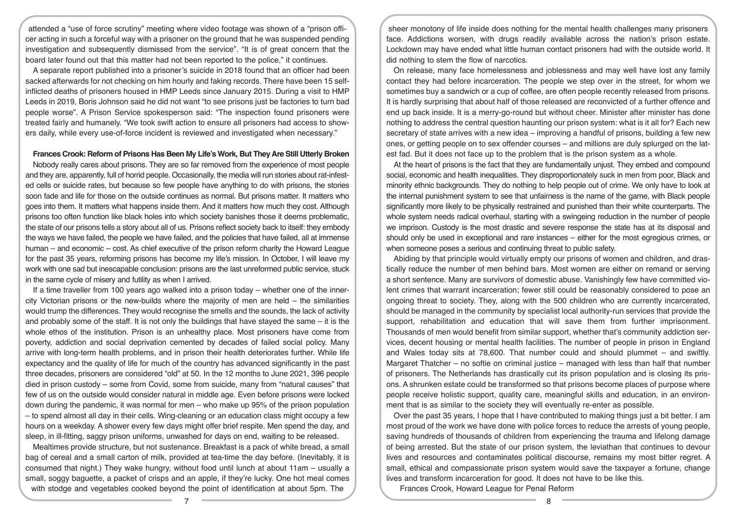attended a "use of force scrutiny" meeting where video footage was shown of a "prison officer acting in such a forceful way with a prisoner on the ground that he was suspended pending investigation and subsequently dismissed from the service". "It is of great concern that the board later found out that this matter had not been reported to the police," it continues.

A separate report published into a prisoner's suicide in 2018 found that an officer had been sacked afterwards for not checking on him hourly and faking records. There have been 15 self-inflicted deaths of prisoners housed in HMP Leeds since January 2015. During a visit to HMP Leeds in 2019, Boris Johnson said he did not want "to see prisons just be factories to turn bad people worse". A Prison Service spokesperson said: "The inspection found prisoners were treated fairly and humanely. "We took swift action to ensure all prisoners had access to showers daily, while every use-of-force incident is reviewed and investigated when necessary."

**Frances Crook: Reform of Prisons Has Been My Life's Work, But They Are Still Utterly Broken**

Nobody really cares about prisons. They are so far removed from the experience of most people and they are, apparently, full of horrid people. Occasionally, the media will run stories about rat-infested cells or suicide rates, but because so few people have anything to do with prisons, the stories soon fade and life for those on the outside continues as normal. But prisons matter. It matters who goes into them. It matters what happens inside them. And it matters how much they cost. Although prisons too often function like black holes into which society banishes those it deems problematic, the state of our prisons tells a story about all of us. Prisons reflect society back to itself: they embody the ways we have failed, the people we have failed, and the policies that have failed, all at immense human – and economic – cost. As chief executive of the prison reform charity the Howard League for the past 35 years, reforming prisons has become my life's mission. In October, I will leave my work with one sad but inescapable conclusion: prisons are the last unreformed public service, stuck in the same cycle of misery and futility as when I arrived.

If a time traveller from 100 years ago walked into a prison today – whether one of the inner-city Victorian prisons or the new-builds where the majority of men are held – the similarities would trump the differences. They would recognise the smells and the sounds, the lack of activity and probably some of the staff. It is not only the buildings that have stayed the same – it is the whole ethos of the institution. Prison is an unhealthy place. Most prisoners have come from poverty, addiction and social deprivation cemented by decades of failed social policy. Many arrive with long-term health problems, and in prison their health deteriorates further. While life expectancy and the quality of life for much of the country has advanced significantly in the past three decades, prisoners are considered "old" at 50. In the 12 months to June 2021, 396 people died in prison custody – some from Covid, some from suicide, many from "natural causes" that few of us on the outside would consider natural in middle age. Even before prisons were locked down during the pandemic, it was normal for men – who make up 95% of the prison population – to spend almost all day in their cells. Wing-cleaning or an education class might occupy a few hours on a weekday. A shower every few days might offer brief respite. Men spend the day, and sleep, in ill-fitting, saggy prison uniforms, unwashed for days on end, waiting to be released.

Mealtimes provide structure, but not sustenance. Breakfast is a pack of white bread, a small bag of cereal and a small carton of milk, provided at tea-time the day before. (Inevitably, it is consumed that night.) They wake hungry, without food until lunch at about 11am – usually a small, soggy baguette, a packet of crisps and an apple, if they're lucky. One hot meal comes with stodge and vegetables cooked beyond the point of identification at about 5pm. The sheer monotony of life inside does nothing for the mental health challenges many prisoners face. Addictions worsen, with drugs readily available across the nation's prison estate. Lockdown may have ended what little human contact prisoners had with the outside world. It did nothing to stem the flow of narcotics.

On release, many face homelessness and joblessness and may well have lost any family contact they had before incarceration. The people we step over in the street, for whom we sometimes buy a sandwich or a cup of coffee, are often people recently released from prisons. It is hardly surprising that about half of those released are reconvicted of a further offence and end up back inside. It is a merry-go-round but without cheer. Minister after minister has done nothing to address the central question haunting our prison system: what is it all for? Each new secretary of state arrives with a new idea – improving a handful of prisons, building a few new ones, or getting people on to sex offender courses – and millions are duly splurged on the latest fad. But it does not face up to the problem that is the prison system as a whole.

At the heart of prisons is the fact that they are fundamentally unjust. They embed and compound social, economic and health inequalities. They disproportionately suck in men from poor, Black and minority ethnic backgrounds. They do nothing to help people out of crime. We only have to look at the internal punishment system to see that unfairness is the name of the game, with Black people significantly more likely to be physically restrained and punished than their white counterparts. The whole system needs radical overhaul, starting with a swingeing reduction in the number of people we imprison. Custody is the most drastic and severe response the state has at its disposal and should only be used in exceptional and rare instances – either for the most egregious crimes, or when someone poses a serious and continuing threat to public safety.

Abiding by that principle would virtually empty our prisons of women and children, and drastically reduce the number of men behind bars. Most women are either on remand or serving a short sentence. Many are survivors of domestic abuse. Vanishingly few have committed violent crimes that warrant incarceration; fewer still could be reasonably considered to pose an ongoing threat to society. They, along with the 500 children who are currently incarcerated, should be managed in the community by specialist local authority-run services that provide the support, rehabilitation and education that will save them from further imprisonment. Thousands of men would benefit from similar support, whether that's community addiction services, decent housing or mental health facilities. The number of people in prison in England and Wales today sits at 78,600. That number could and should plummet – and swiftly. Margaret Thatcher – no softie on criminal justice – managed with less than half that number of prisoners. The Netherlands has drastically cut its prison population and is closing its prisons. A shrunken estate could be transformed so that prisons become places of purpose where people receive holistic support, quality care, meaningful skills and education, in an environment that is as similar to the society they will eventually re-enter as possible.

Over the past 35 years, I hope that I have contributed to making things just a bit better. I am most proud of the work we have done with police forces to reduce the arrests of young people, saving hundreds of thousands of children from experiencing the trauma and lifelong damage of being arrested. But the state of our prison system, the leviathan that continues to devour lives and resources and contaminates political discourse, remains my most bitter regret. A small, ethical and compassionate prison system would save the taxpayer a fortune, change lives and transform incarceration for good. It does not have to be like this.

Frances Crook, Howard League for Penal Reform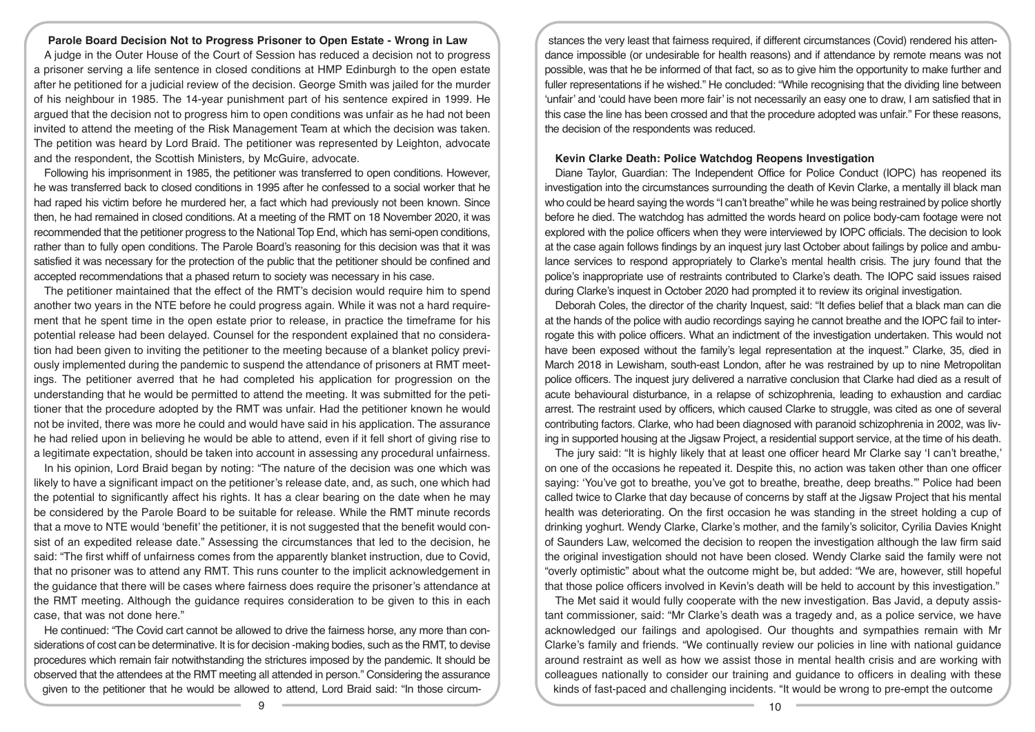## Parole Board Decision Not to Progress Prisoner to Open Estate - Wrong in Law

A judge in the Outer House of the Court of Session has reduced a decision not to progress a prisoner serving a life sentence in closed conditions at HMP Edinburgh to the open estate after he petitioned for a judicial review of the decision. George Smith was jailed for the murder of his neighbour in 1985. The 14-year punishment part of his sentence expired in 1999. He argued that the decision not to progress him to open conditions was unfair as he had not been invited to attend the meeting of the Risk Management Team at which the decision was taken. The petition was heard by Lord Braid. The petitioner was represented by Leighton, advocate and the respondent, the Scottish Ministers, by McGuire, advocate.

Following his imprisonment in 1985, the petitioner was transferred to open conditions. However, he was transferred back to closed conditions in 1995 after he confessed to a social worker that he had raped his victim before he murdered her, a fact which had previously not been known. Since then, he had remained in closed conditions. At a meeting of the RMT on 18 November 2020, it was recommended that the petitioner progress to the National Top End, which has semi-open conditions, rather than to fully open conditions. The Parole Board's reasoning for this decision was that it was satisfied it was necessary for the protection of the public that the petitioner should be confined and accepted recommendations that a phased return to society was necessary in his case.

The petitioner maintained that the effect of the RMT's decision would require him to spend another two years in the NTE before he could progress again. While it was not a hard requirement that he spent time in the open estate prior to release, in practice the timeframe for his potential release had been delayed. Counsel for the respondent explained that no consideration had been given to inviting the petitioner to the meeting because of a blanket policy previously implemented during the pandemic to suspend the attendance of prisoners at RMT meetings. The petitioner averred that he had completed his application for progression on the understanding that he would be permitted to attend the meeting. It was submitted for the petitioner that the procedure adopted by the RMT was unfair. Had the petitioner known he would not be invited, there was more he could and would have said in his application. The assurance he had relied upon in believing he would be able to attend, even if it fell short of giving rise to a legitimate expectation, should be taken into account in assessing any procedural unfairness.

In his opinion, Lord Braid began by noting: "The nature of the decision was one which was likely to have a significant impact on the petitioner's release date, and, as such, one which had the potential to significantly affect his rights. It has a clear bearing on the date when he may be considered by the Parole Board to be suitable for release. While the RMT minute records that a move to NTE would 'benefit' the petitioner, it is not suggested that the benefit would consist of an expedited release date." Assessing the circumstances that led to the decision, he said: "The first whiff of unfairness comes from the apparently blanket instruction, due to Covid, that no prisoner was to attend any RMT. This runs counter to the implicit acknowledgement in the guidance that there will be cases where fairness does require the prisoner's attendance at the RMT meeting. Although the guidance requires consideration to be given to this in each case, that was not done here."

He continued: "The Covid cart cannot be allowed to drive the fairness horse, any more than considerations of cost can be determinative. It is for decision -making bodies, such as the RMT, to devise procedures which remain fair notwithstanding the strictures imposed by the pandemic. It should be observed that the attendees at the RMT meeting all attended in person." Considering the assurance given to the petitioner that he would be allowed to attend, Lord Braid said: "In those circumstances the very least that fairness required, if different circumstances (Covid) rendered his attendance impossible (or undesirable for health reasons) and if attendance by remote means was not possible, was that he be informed of that fact, so as to give him the opportunity to make further and fuller representations if he wished." He concluded: "While recognising that the dividing line between 'unfair' and 'could have been more fair' is not necessarily an easy one to draw, I am satisfied that in this case the line has been crossed and that the procedure adopted was unfair." For these reasons, the decision of the respondents was reduced.

## Kevin Clarke Death: Police Watchdog Reopens Investigation

Diane Taylor, Guardian: The Independent Office for Police Conduct (IOPC) has reopened its investigation into the circumstances surrounding the death of Kevin Clarke, a mentally ill black man who could be heard saying the words "I can't breathe" while he was being restrained by police shortly before he died. The watchdog has admitted the words heard on police body-cam footage were not explored with the police officers when they were interviewed by IOPC officials. The decision to look at the case again follows findings by an inquest jury last October about failings by police and ambulance services to respond appropriately to Clarke's mental health crisis. The jury found that the police's inappropriate use of restraints contributed to Clarke's death. The IOPC said issues raised during Clarke's inquest in October 2020 had prompted it to review its original investigation.

Deborah Coles, the director of the charity Inquest, said: "It defies belief that a black man can die at the hands of the police with audio recordings saying he cannot breathe and the IOPC fail to interrogate this with police officers. What an indictment of the investigation undertaken. This would not have been exposed without the family's legal representation at the inquest." Clarke, 35, died in March 2018 in Lewisham, south-east London, after he was restrained by up to nine Metropolitan police officers. The inquest jury delivered a narrative conclusion that Clarke had died as a result of acute behavioural disturbance, in a relapse of schizophrenia, leading to exhaustion and cardiac arrest. The restraint used by officers, which caused Clarke to struggle, was cited as one of several contributing factors. Clarke, who had been diagnosed with paranoid schizophrenia in 2002, was living in supported housing at the Jigsaw Project, a residential support service, at the time of his death.

The jury said: "It is highly likely that at least one officer heard Mr Clarke say 'I can't breathe,' on one of the occasions he repeated it. Despite this, no action was taken other than one officer saying: 'You've got to breathe, you've got to breathe, breathe, deep breaths.'" Police had been called twice to Clarke that day because of concerns by staff at the Jigsaw Project that his mental health was deteriorating. On the first occasion he was standing in the street holding a cup of drinking yoghurt. Wendy Clarke, Clarke's mother, and the family's solicitor, Cyrilia Davies Knight of Saunders Law, welcomed the decision to reopen the investigation although the law firm said the original investigation should not have been closed. Wendy Clarke said the family were not "overly optimistic" about what the outcome might be, but added: "We are, however, still hopeful that those police officers involved in Kevin's death will be held to account by this investigation."

The Met said it would fully cooperate with the new investigation. Bas Javid, a deputy assistant commissioner, said: "Mr Clarke's death was a tragedy and, as a police service, we have acknowledged our failings and apologised. Our thoughts and sympathies remain with Mr Clarke's family and friends. "We continually review our policies in line with national guidance around restraint as well as how we assist those in mental health crisis and are working with colleagues nationally to consider our training and guidance to officers in dealing with these kinds of fast-paced and challenging incidents. "It would be wrong to pre-empt the outcome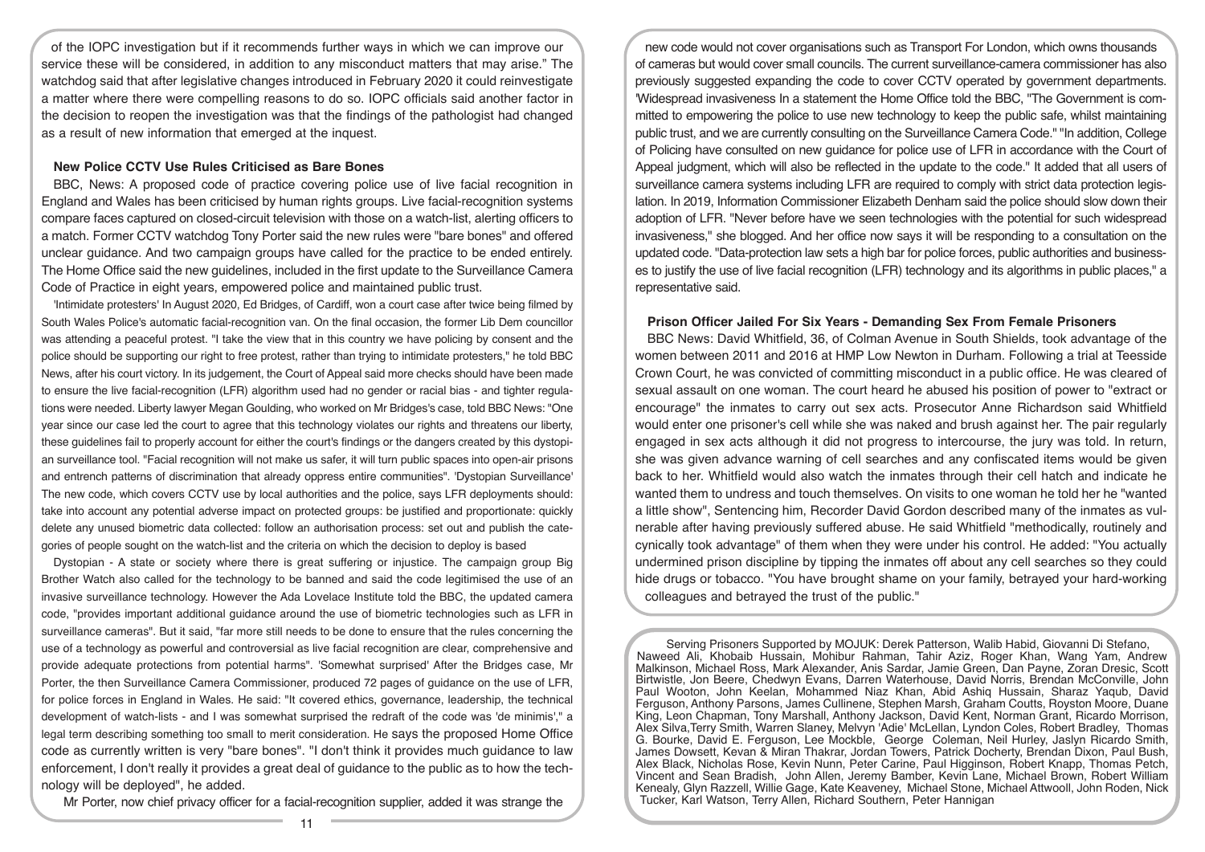of the IOPC investigation but if it recommends further ways in which we can improve our service these will be considered, in addition to any misconduct matters that may arise." The watchdog said that after legislative changes introduced in February 2020 it could reinvestigate a matter where there were compelling reasons to do so. IOPC officials said another factor in the decision to reopen the investigation was that the findings of the pathologist had changed as a result of new information that emerged at the inquest.

### New Police CCTV Use Rules Criticised as Bare Bones

BBC, News: A proposed code of practice covering police use of live facial recognition in England and Wales has been criticised by human rights groups. Live facial-recognition systems compare faces captured on closed-circuit television with those on a watch-list, alerting officers to a match. Former CCTV watchdog Tony Porter said the new rules were "bare bones" and offered unclear guidance. And two campaign groups have called for the practice to be ended entirely. The Home Office said the new guidelines, included in the first update to the Surveillance Camera Code of Practice in eight years, empowered police and maintained public trust.

'Intimidate protesters' In August 2020, Ed Bridges, of Cardiff, won a court case after twice being filmed by South Wales Police's automatic facial-recognition van. On the final occasion, the former Lib Dem councillor was attending a peaceful protest. "I take the view that in this country we have policing by consent and the police should be supporting our right to free protest, rather than trying to intimidate protesters," he told BBC News, after his court victory. In its judgement, the Court of Appeal said more checks should have been made to ensure the live facial-recognition (LFR) algorithm used had no gender or racial bias - and tighter regulations were needed. Liberty lawyer Megan Goulding, who worked on Mr Bridges's case, told BBC News: "One year since our case led the court to agree that this technology violates our rights and threatens our liberty, these guidelines fail to properly account for either the court's findings or the dangers created by this dystopian surveillance tool. "Facial recognition will not make us safer, it will turn public spaces into open-air prisons and entrench patterns of discrimination that already oppress entire communities". 'Dystopian Surveillance' The new code, which covers CCTV use by local authorities and the police, says LFR deployments should: take into account any potential adverse impact on protected groups: be justified and proportionate: quickly delete any unused biometric data collected: follow an authorisation process: set out and publish the categories of people sought on the watch-list and the criteria on which the decision to deploy is based

Dystopian - A state or society where there is great suffering or injustice. The campaign group Big Brother Watch also called for the technology to be banned and said the code legitimised the use of an invasive surveillance technology. However the Ada Lovelace Institute told the BBC, the updated camera code, "provides important additional guidance around the use of biometric technologies such as LFR in surveillance cameras". But it said, "far more still needs to be done to ensure that the rules concerning the use of a technology as powerful and controversial as live facial recognition are clear, comprehensive and provide adequate protections from potential harms". 'Somewhat surprised' After the Bridges case, Mr Porter, the then Surveillance Camera Commissioner, produced 72 pages of guidance on the use of LFR, for police forces in England in Wales. He said: "It covered ethics, governance, leadership, the technical development of watch-lists - and I was somewhat surprised the redraft of the code was 'de minimis'," a legal term describing something too small to merit consideration. He says the proposed Home Office code as currently written is very "bare bones". "I don't think it provides much guidance to law enforcement, I don't really it provides a great deal of guidance to the public as to how the technology will be deployed", he added.

Mr Porter, now chief privacy officer for a facial-recognition supplier, added it was strange the new code would not cover organisations such as Transport For London, which owns thousands of cameras but would cover small councils. The current surveillance-camera commissioner has also previously suggested expanding the code to cover CCTV operated by government departments. 'Widespread invasiveness In a statement the Home Office told the BBC, "The Government is committed to empowering the police to use new technology to keep the public safe, whilst maintaining public trust, and we are currently consulting on the Surveillance Camera Code." "In addition, College of Policing have consulted on new guidance for police use of LFR in accordance with the Court of Appeal judgment, which will also be reflected in the update to the code." It added that all users of surveillance camera systems including LFR are required to comply with strict data protection legislation. In 2019, Information Commissioner Elizabeth Denham said the police should slow down their adoption of LFR. "Never before have we seen technologies with the potential for such widespread invasiveness," she blogged. And her office now says it will be responding to a consultation on the updated code. "Data-protection law sets a high bar for police forces, public authorities and businesses to justify the use of live facial recognition (LFR) technology and its algorithms in public places," a representative said.

### Prison Officer Jailed For Six Years - Demanding Sex From Female Prisoners

BBC News: David Whitfield, 36, of Colman Avenue in South Shields, took advantage of the women between 2011 and 2016 at HMP Low Newton in Durham. Following a trial at Teesside Crown Court, he was convicted of committing misconduct in a public office. He was cleared of sexual assault on one woman. The court heard he abused his position of power to "extract or encourage" the inmates to carry out sex acts. Prosecutor Anne Richardson said Whitfield would enter one prisoner's cell while she was naked and brush against her. The pair regularly engaged in sex acts although it did not progress to intercourse, the jury was told. In return, she was given advance warning of cell searches and any confiscated items would be given back to her. Whitfield would also watch the inmates through their cell hatch and indicate he wanted them to undress and touch themselves. On visits to one woman he told her he "wanted a little show", Sentencing him, Recorder David Gordon described many of the inmates as vulnerable after having previously suffered abuse. He said Whitfield "methodically, routinely and cynically took advantage" of them when they were under his control. He added: "You actually undermined prison discipline by tipping the inmates off about any cell searches so they could hide drugs or tobacco. "You have brought shame on your family, betrayed your hard-working colleagues and betrayed the trust of the public."

Serving Prisoners Supported by MOJUK: Derek Patterson, Walib Habid, Giovanni Di Stefano, Naweed Ali, Khobaib Hussain, Mohibur Rahman, Tahir Aziz, Roger Khan, Wang Yam, Andrew Malkinson, Michael Ross, Mark Alexander, Anis Sardar, Jamie Green, Dan Payne, Zoran Dresic, Scott Birtwistle, Jon Beere, Chedwyn Evans, Darren Waterhouse, David Norris, Brendan McConville, John Paul Wooton, John Keelan, Mohammed Niaz Khan, Abid Ashiq Hussain, Sharaz Yaqub, David Ferguson, Anthony Parsons, James Cullinene, Stephen Marsh, Graham Coutts, Royston Moore, Duane King, Leon Chapman, Tony Marshall, Anthony Jackson, David Kent, Norman Grant, Ricardo Morrison, Alex Silva,Terry Smith, Warren Slaney, Melvyn 'Adie' McLellan, Lyndon Coles, Robert Bradley, Thomas G. Bourke, David E. Ferguson, Lee Mockble, George Coleman, Neil Hurley, Jaslyn Ricardo Smith, James Dowsett, Kevan & Miran Thakrar, Jordan Towers, Patrick Docherty, Brendan Dixon, Paul Bush, Alex Black, Nicholas Rose, Kevin Nunn, Peter Carine, Paul Higginson, Robert Knapp, Thomas Petch, Vincent and Sean Bradish, John Allen, Jeremy Bamber, Kevin Lane, Michael Brown, Robert William Kenealy, Glyn Razzell, Willie Gage, Kate Keaveney, Michael Stone, Michael Attwooll, John Roden, Nick Tucker, Karl Watson, Terry Allen, Richard Southern, Peter Hannigan